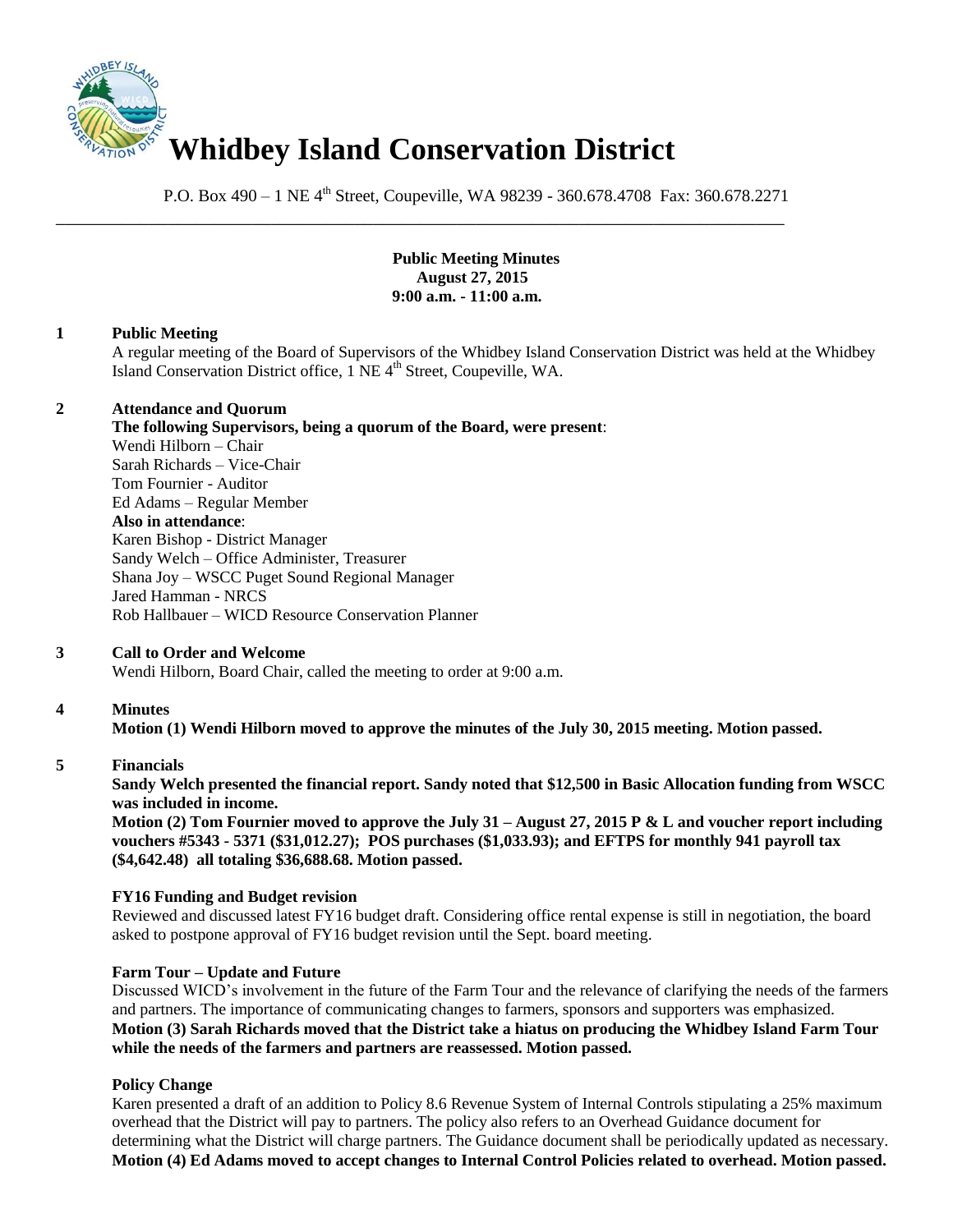# Whidbey Island Conservation District

P.O. Box 490 – 1 NE 4th Street, Coupeville, WA 98239 - 360.678.4708 Fax: 360.678.2271

---

**Public Meeting Minutes**
**August 27, 2015**
**9:00 a.m. - 11:00 a.m.**

**1 Public Meeting**

A regular meeting of the Board of Supervisors of the Whidbey Island Conservation District was held at the Whidbey Island Conservation District office, 1 NE 4th Street, Coupeville, WA.

**2 Attendance and Quorum**

**The following Supervisors, being a quorum of the Board, were present**:
Wendi Hilborn – Chair
Sarah Richards – Vice-Chair
Tom Fournier - Auditor
Ed Adams – Regular Member
**Also in attendance**:
Karen Bishop - District Manager
Sandy Welch – Office Administer, Treasurer
Shana Joy – WSCC Puget Sound Regional Manager
Jared Hamman - NRCS
Rob Hallbauer – WICD Resource Conservation Planner

**3 Call to Order and Welcome**

Wendi Hilborn, Board Chair, called the meeting to order at 9:00 a.m.

**4 Minutes**

**Motion (1) Wendi Hilborn moved to approve the minutes of the July 30, 2015 meeting. Motion passed.**

**5 Financials**

**Sandy Welch presented the financial report. Sandy noted that $12,500 in Basic Allocation funding from WSCC was included in income.**
**Motion (2) Tom Fournier moved to approve the July 31 – August 27, 2015 P & L and voucher report including vouchers #5343 - 5371 ($31,012.27); POS purchases ($1,033.93); and EFTPS for monthly 941 payroll tax ($4,642.48) all totaling $36,688.68. Motion passed.**

**FY16 Funding and Budget revision**

Reviewed and discussed latest FY16 budget draft. Considering office rental expense is still in negotiation, the board asked to postpone approval of FY16 budget revision until the Sept. board meeting.

**Farm Tour – Update and Future**

Discussed WICD's involvement in the future of the Farm Tour and the relevance of clarifying the needs of the farmers and partners. The importance of communicating changes to farmers, sponsors and supporters was emphasized.
**Motion (3) Sarah Richards moved that the District take a hiatus on producing the Whidbey Island Farm Tour while the needs of the farmers and partners are reassessed. Motion passed.**

**Policy Change**

Karen presented a draft of an addition to Policy 8.6 Revenue System of Internal Controls stipulating a 25% maximum overhead that the District will pay to partners. The policy also refers to an Overhead Guidance document for determining what the District will charge partners. The Guidance document shall be periodically updated as necessary.
**Motion (4) Ed Adams moved to accept changes to Internal Control Policies related to overhead. Motion passed.**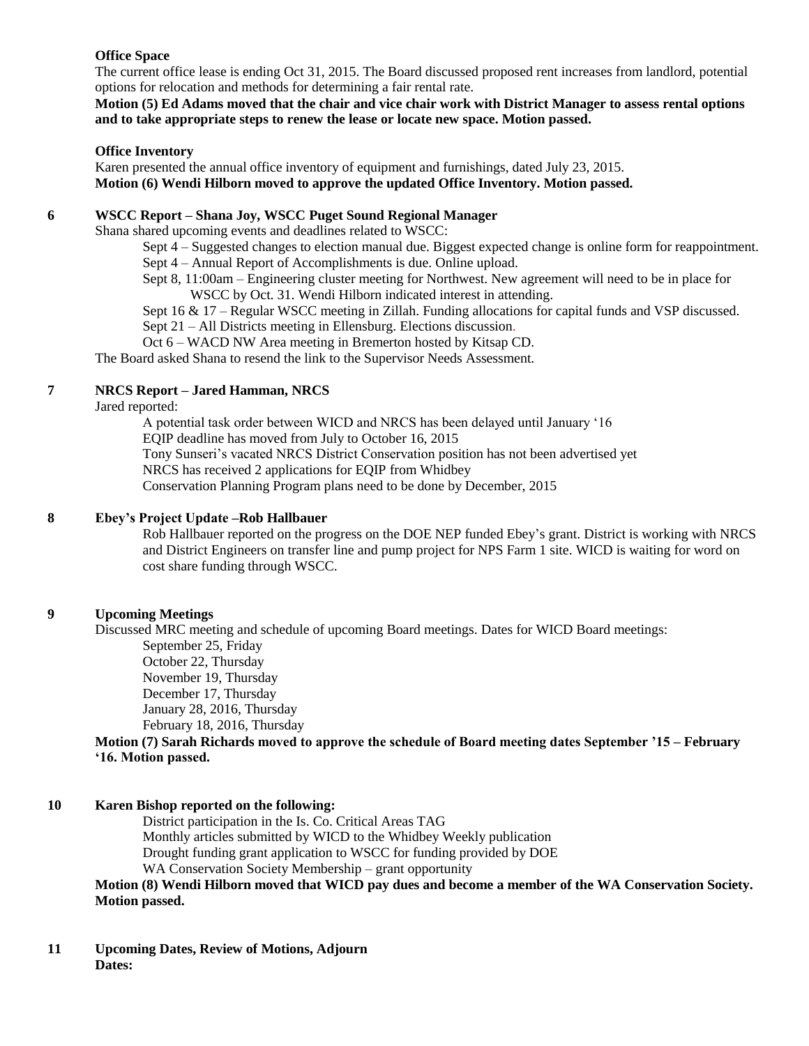**Office Space**

The current office lease is ending Oct 31, 2015. The Board discussed proposed rent increases from landlord, potential options for relocation and methods for determining a fair rental rate.

**Motion (5) Ed Adams moved that the chair and vice chair work with District Manager to assess rental options and to take appropriate steps to renew the lease or locate new space. Motion passed.**

**Office Inventory**

Karen presented the annual office inventory of equipment and furnishings, dated July 23, 2015.

**Motion (6) Wendi Hilborn moved to approve the updated Office Inventory. Motion passed.**

**6 WSCC Report – Shana Joy, WSCC Puget Sound Regional Manager**

Shana shared upcoming events and deadlines related to WSCC:

Sept 4 – Suggested changes to election manual due. Biggest expected change is online form for reappointment.
Sept 4 – Annual Report of Accomplishments is due. Online upload.
Sept 8, 11:00am – Engineering cluster meeting for Northwest. New agreement will need to be in place for WSCC by Oct. 31. Wendi Hilborn indicated interest in attending.
Sept 16 & 17 – Regular WSCC meeting in Zillah. Funding allocations for capital funds and VSP discussed.
Sept 21 – All Districts meeting in Ellensburg. Elections discussion.
Oct 6 – WACD NW Area meeting in Bremerton hosted by Kitsap CD.

The Board asked Shana to resend the link to the Supervisor Needs Assessment.

**7 NRCS Report – Jared Hamman, NRCS**

Jared reported:

A potential task order between WICD and NRCS has been delayed until January '16
EQIP deadline has moved from July to October 16, 2015
Tony Sunseri's vacated NRCS District Conservation position has not been advertised yet
NRCS has received 2 applications for EQIP from Whidbey
Conservation Planning Program plans need to be done by December, 2015

**8 Ebey's Project Update –Rob Hallbauer**

Rob Hallbauer reported on the progress on the DOE NEP funded Ebey's grant. District is working with NRCS and District Engineers on transfer line and pump project for NPS Farm 1 site. WICD is waiting for word on cost share funding through WSCC.

**9 Upcoming Meetings**

Discussed MRC meeting and schedule of upcoming Board meetings. Dates for WICD Board meetings:

September 25, Friday
October 22, Thursday
November 19, Thursday
December 17, Thursday
January 28, 2016, Thursday
February 18, 2016, Thursday

**Motion (7) Sarah Richards moved to approve the schedule of Board meeting dates September '15 – February '16. Motion passed.**

**10 Karen Bishop reported on the following:**

District participation in the Is. Co. Critical Areas TAG
Monthly articles submitted by WICD to the Whidbey Weekly publication
Drought funding grant application to WSCC for funding provided by DOE
WA Conservation Society Membership – grant opportunity

**Motion (8) Wendi Hilborn moved that WICD pay dues and become a member of the WA Conservation Society. Motion passed.**

**11 Upcoming Dates, Review of Motions, Adjourn**

**Dates:**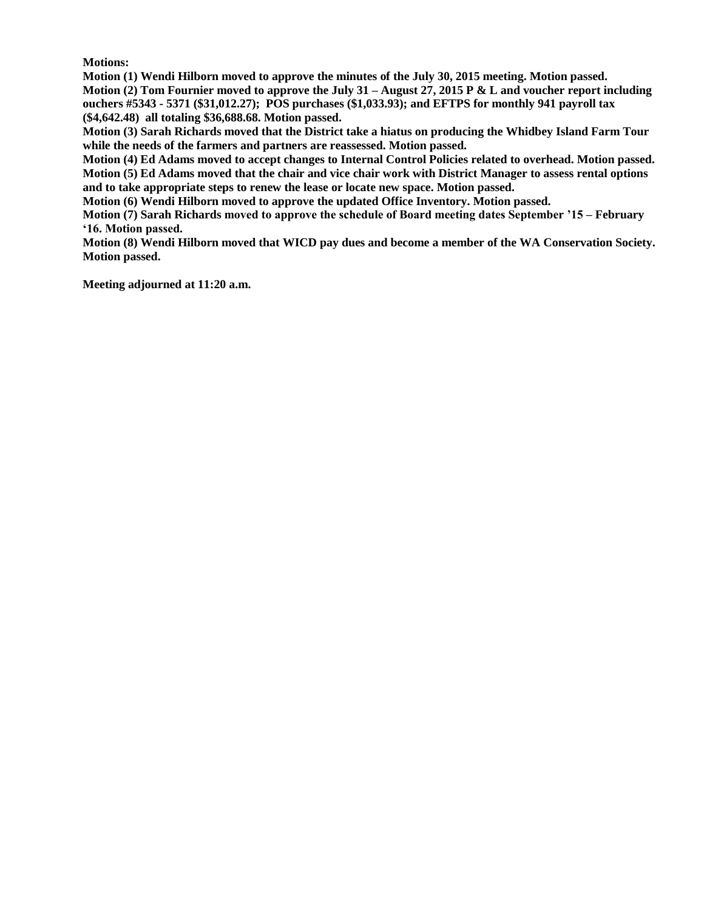**Motions:**

**Motion (1) Wendi Hilborn moved to approve the minutes of the July 30, 2015 meeting. Motion passed.**

**Motion (2) Tom Fournier moved to approve the July 31 – August 27, 2015 P & L and voucher report including ouchers #5343 - 5371 ($31,012.27); POS purchases ($1,033.93); and EFTPS for monthly 941 payroll tax ($4,642.48) all totaling $36,688.68. Motion passed.**

**Motion (3) Sarah Richards moved that the District take a hiatus on producing the Whidbey Island Farm Tour while the needs of the farmers and partners are reassessed. Motion passed.**

**Motion (4) Ed Adams moved to accept changes to Internal Control Policies related to overhead. Motion passed.**

**Motion (5) Ed Adams moved that the chair and vice chair work with District Manager to assess rental options and to take appropriate steps to renew the lease or locate new space. Motion passed.**

**Motion (6) Wendi Hilborn moved to approve the updated Office Inventory. Motion passed.**

**Motion (7) Sarah Richards moved to approve the schedule of Board meeting dates September '15 – February '16. Motion passed.**

**Motion (8) Wendi Hilborn moved that WICD pay dues and become a member of the WA Conservation Society. Motion passed.**

**Meeting adjourned at 11:20 a.m.**